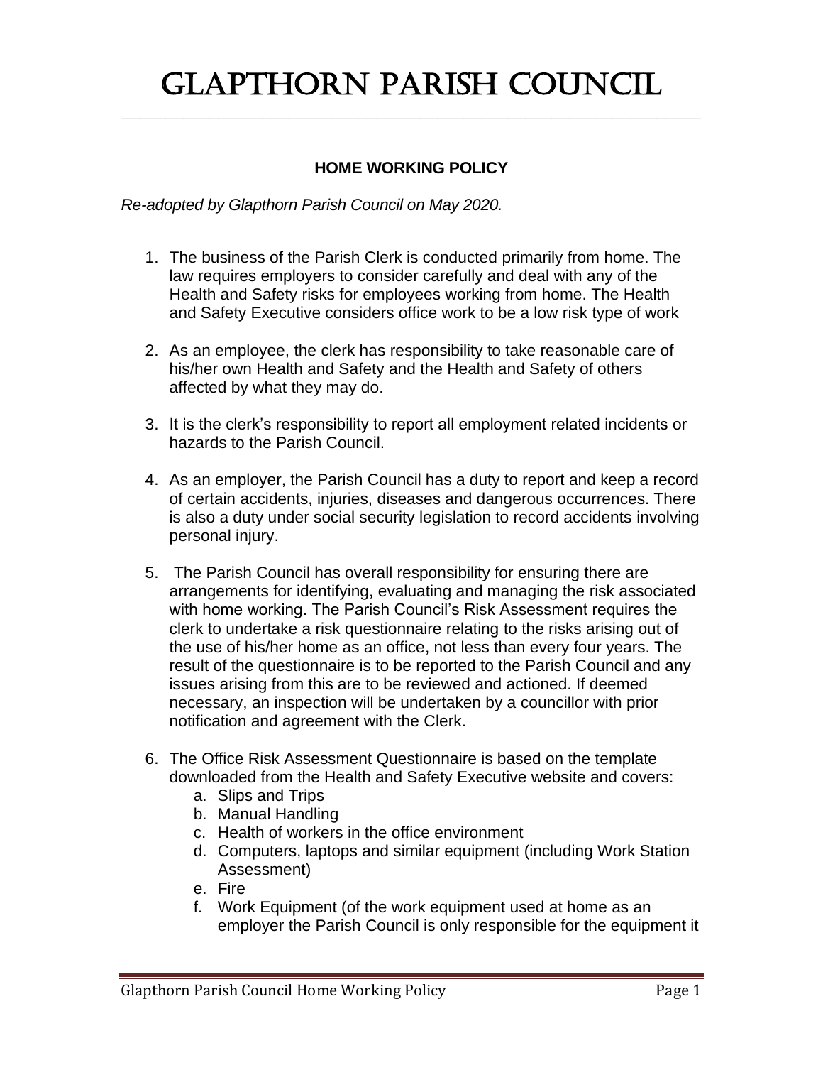# GLAPTHORN PARISH COUNCIL

## HOME WORKING POLICY

*Re-adopted by Glapthorn Parish Council on May 2020.*

1. The business of the Parish Clerk is conducted primarily from home. The law requires employers to consider carefully and deal with any of the Health and Safety risks for employees working from home. The Health and Safety Executive considers office work to be a low risk type of work

2. As an employee, the clerk has responsibility to take reasonable care of his/her own Health and Safety and the Health and Safety of others affected by what they may do.

3. It is the clerk's responsibility to report all employment related incidents or hazards to the Parish Council.

4. As an employer, the Parish Council has a duty to report and keep a record of certain accidents, injuries, diseases and dangerous occurrences. There is also a duty under social security legislation to record accidents involving personal injury.

5. The Parish Council has overall responsibility for ensuring there are arrangements for identifying, evaluating and managing the risk associated with home working. The Parish Council's Risk Assessment requires the clerk to undertake a risk questionnaire relating to the risks arising out of the use of his/her home as an office, not less than every four years. The result of the questionnaire is to be reported to the Parish Council and any issues arising from this are to be reviewed and actioned. If deemed necessary, an inspection will be undertaken by a councillor with prior notification and agreement with the Clerk.

6. The Office Risk Assessment Questionnaire is based on the template downloaded from the Health and Safety Executive website and covers:
   a. Slips and Trips
   b. Manual Handling
   c. Health of workers in the office environment
   d. Computers, laptops and similar equipment (including Work Station Assessment)
   e. Fire
   f. Work Equipment (of the work equipment used at home as an employer the Parish Council is only responsible for the equipment it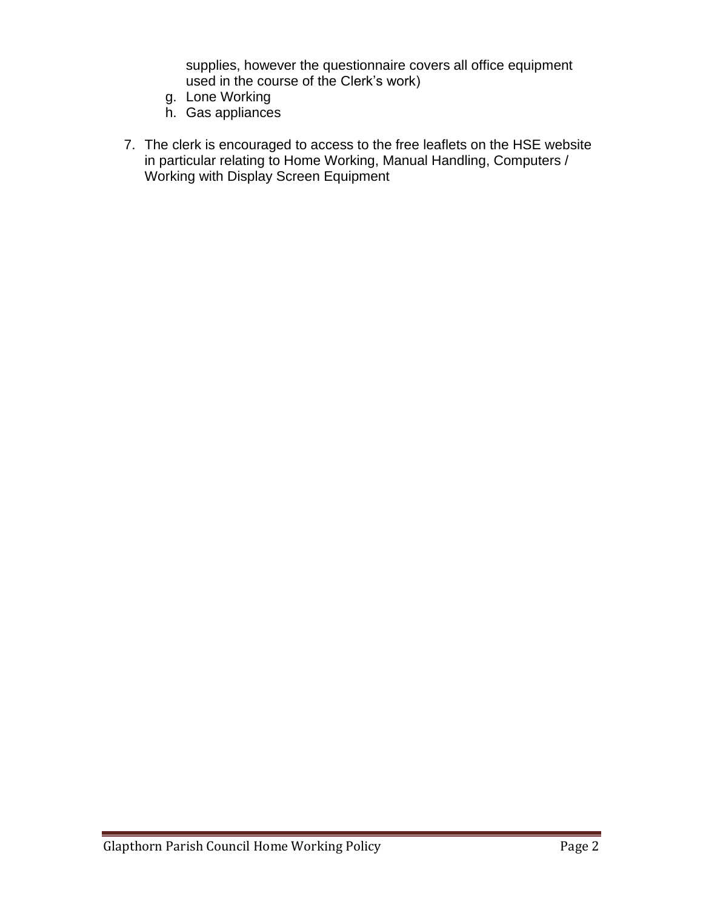supplies, however the questionnaire covers all office equipment used in the course of the Clerk's work)

   g. Lone Working
   h. Gas appliances

7. The clerk is encouraged to access to the free leaflets on the HSE website in particular relating to Home Working, Manual Handling, Computers / Working with Display Screen Equipment